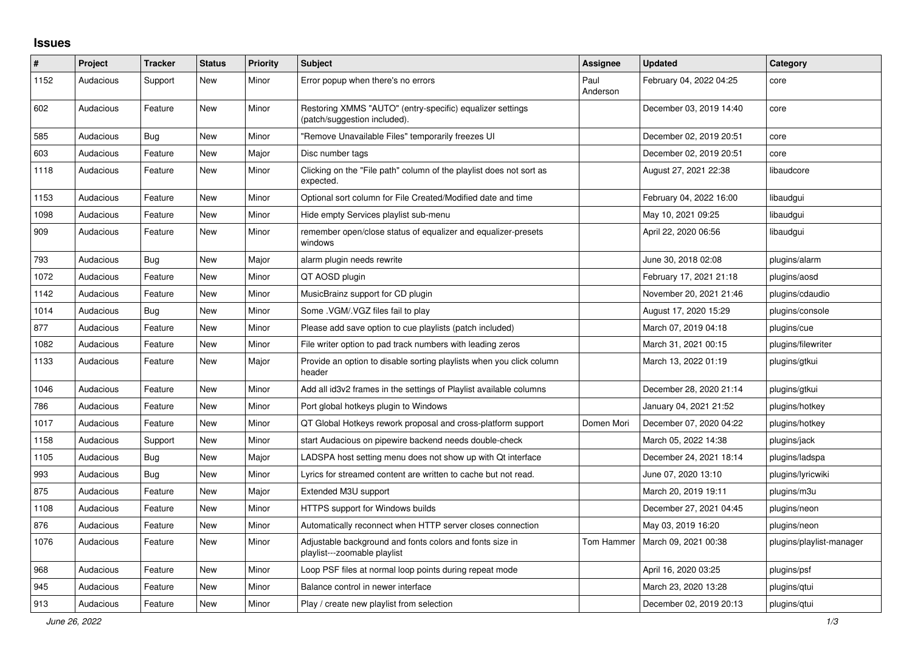## Issues

| # | Project | Tracker | Status | Priority | Subject | Assignee | Updated | Category |
|---|---|---|---|---|---|---|---|---|
| 1152 | Audacious | Support | New | Minor | Error popup when there's no errors | Paul Anderson | February 04, 2022 04:25 | core |
| 602 | Audacious | Feature | New | Minor | Restoring XMMS "AUTO" (entry-specific) equalizer settings (patch/suggestion included). | | December 03, 2019 14:40 | core |
| 585 | Audacious | Bug | New | Minor | "Remove Unavailable Files" temporarily freezes UI | | December 02, 2019 20:51 | core |
| 603 | Audacious | Feature | New | Major | Disc number tags | | December 02, 2019 20:51 | core |
| 1118 | Audacious | Feature | New | Minor | Clicking on the "File path" column of the playlist does not sort as expected. | | August 27, 2021 22:38 | libaudcore |
| 1153 | Audacious | Feature | New | Minor | Optional sort column for File Created/Modified date and time | | February 04, 2022 16:00 | libaudgui |
| 1098 | Audacious | Feature | New | Minor | Hide empty Services playlist sub-menu | | May 10, 2021 09:25 | libaudgui |
| 909 | Audacious | Feature | New | Minor | remember open/close status of equalizer and equalizer-presets windows | | April 22, 2020 06:56 | libaudgui |
| 793 | Audacious | Bug | New | Major | alarm plugin needs rewrite | | June 30, 2018 02:08 | plugins/alarm |
| 1072 | Audacious | Feature | New | Minor | QT AOSD plugin | | February 17, 2021 21:18 | plugins/aosd |
| 1142 | Audacious | Feature | New | Minor | MusicBrainz support for CD plugin | | November 20, 2021 21:46 | plugins/cdaudio |
| 1014 | Audacious | Bug | New | Minor | Some .VGM/.VGZ files fail to play | | August 17, 2020 15:29 | plugins/console |
| 877 | Audacious | Feature | New | Minor | Please add save option to cue playlists (patch included) | | March 07, 2019 04:18 | plugins/cue |
| 1082 | Audacious | Feature | New | Minor | File writer option to pad track numbers with leading zeros | | March 31, 2021 00:15 | plugins/filewriter |
| 1133 | Audacious | Feature | New | Major | Provide an option to disable sorting playlists when you click column header | | March 13, 2022 01:19 | plugins/gtkui |
| 1046 | Audacious | Feature | New | Minor | Add all id3v2 frames in the settings of Playlist available columns | | December 28, 2020 21:14 | plugins/gtkui |
| 786 | Audacious | Feature | New | Minor | Port global hotkeys plugin to Windows | | January 04, 2021 21:52 | plugins/hotkey |
| 1017 | Audacious | Feature | New | Minor | QT Global Hotkeys rework proposal and cross-platform support | Domen Mori | December 07, 2020 04:22 | plugins/hotkey |
| 1158 | Audacious | Support | New | Minor | start Audacious on pipewire backend needs double-check | | March 05, 2022 14:38 | plugins/jack |
| 1105 | Audacious | Bug | New | Major | LADSPA host setting menu does not show up with Qt interface | | December 24, 2021 18:14 | plugins/ladspa |
| 993 | Audacious | Bug | New | Minor | Lyrics for streamed content are written to cache but not read. | | June 07, 2020 13:10 | plugins/lyricwiki |
| 875 | Audacious | Feature | New | Major | Extended M3U support | | March 20, 2019 19:11 | plugins/m3u |
| 1108 | Audacious | Feature | New | Minor | HTTPS support for Windows builds | | December 27, 2021 04:45 | plugins/neon |
| 876 | Audacious | Feature | New | Minor | Automatically reconnect when HTTP server closes connection | | May 03, 2019 16:20 | plugins/neon |
| 1076 | Audacious | Feature | New | Minor | Adjustable background and fonts colors and fonts size in playlist---zoomable playlist | Tom Hammer | March 09, 2021 00:38 | plugins/playlist-manager |
| 968 | Audacious | Feature | New | Minor | Loop PSF files at normal loop points during repeat mode | | April 16, 2020 03:25 | plugins/psf |
| 945 | Audacious | Feature | New | Minor | Balance control in newer interface | | March 23, 2020 13:28 | plugins/qtui |
| 913 | Audacious | Feature | New | Minor | Play / create new playlist from selection | | December 02, 2019 20:13 | plugins/qtui |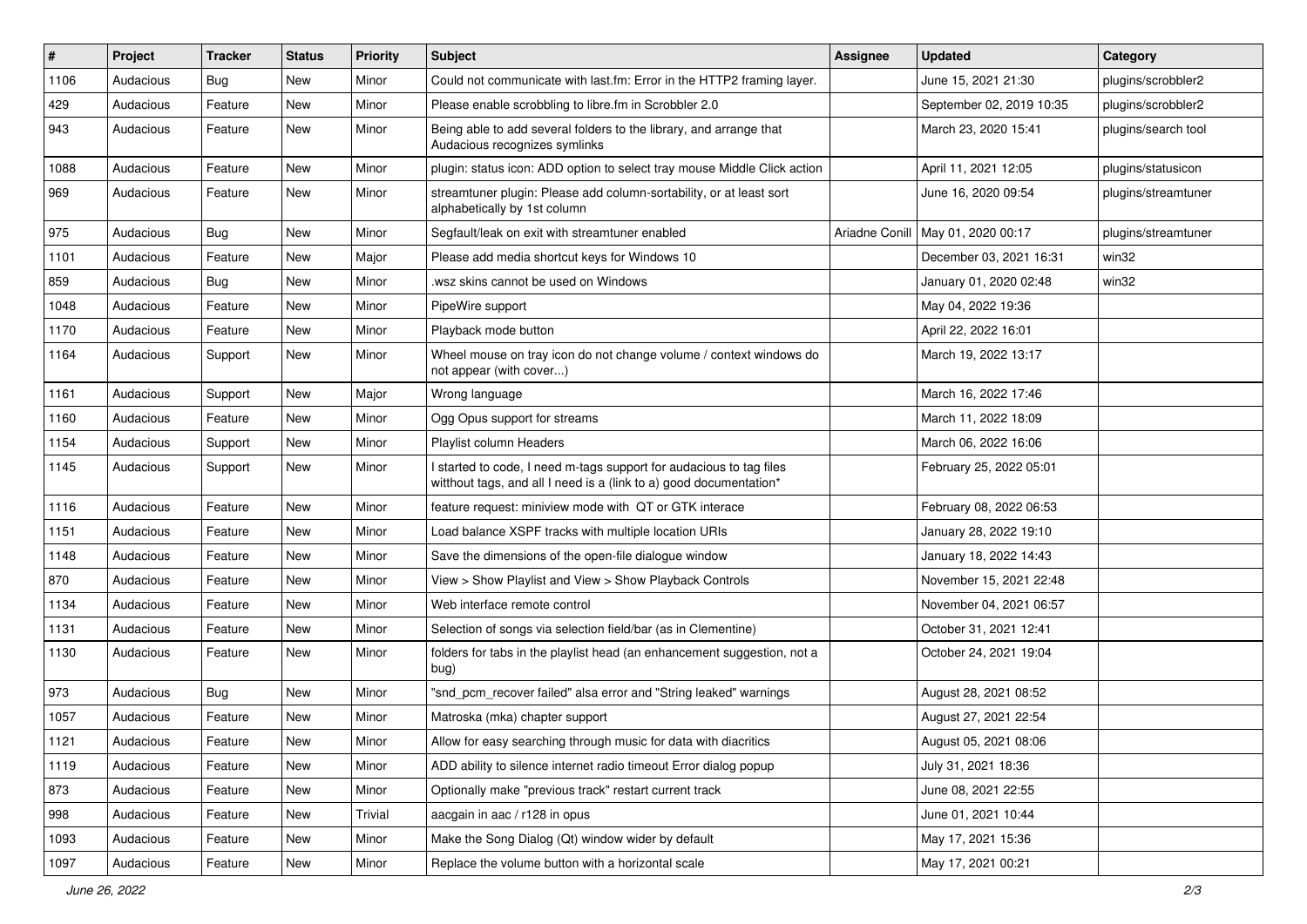| # | Project | Tracker | Status | Priority | Subject | Assignee | Updated | Category |
|---|---|---|---|---|---|---|---|---|
| 1106 | Audacious | Bug | New | Minor | Could not communicate with last.fm: Error in the HTTP2 framing layer. | | June 15, 2021 21:30 | plugins/scrobbler2 |
| 429 | Audacious | Feature | New | Minor | Please enable scrobbling to libre.fm in Scrobbler 2.0 | | September 02, 2019 10:35 | plugins/scrobbler2 |
| 943 | Audacious | Feature | New | Minor | Being able to add several folders to the library, and arrange that Audacious recognizes symlinks | | March 23, 2020 15:41 | plugins/search tool |
| 1088 | Audacious | Feature | New | Minor | plugin: status icon: ADD option to select tray mouse Middle Click action | | April 11, 2021 12:05 | plugins/statusicon |
| 969 | Audacious | Feature | New | Minor | streamtuner plugin: Please add column-sortability, or at least sort alphabetically by 1st column | | June 16, 2020 09:54 | plugins/streamtuner |
| 975 | Audacious | Bug | New | Minor | Segfault/leak on exit with streamtuner enabled | Ariadne Conill | May 01, 2020 00:17 | plugins/streamtuner |
| 1101 | Audacious | Feature | New | Major | Please add media shortcut keys for Windows 10 | | December 03, 2021 16:31 | win32 |
| 859 | Audacious | Bug | New | Minor | .wsz skins cannot be used on Windows | | January 01, 2020 02:48 | win32 |
| 1048 | Audacious | Feature | New | Minor | PipeWire support | | May 04, 2022 19:36 | |
| 1170 | Audacious | Feature | New | Minor | Playback mode button | | April 22, 2022 16:01 | |
| 1164 | Audacious | Support | New | Minor | Wheel mouse on tray icon do not change volume / context windows do not appear (with cover...) | | March 19, 2022 13:17 | |
| 1161 | Audacious | Support | New | Major | Wrong language | | March 16, 2022 17:46 | |
| 1160 | Audacious | Feature | New | Minor | Ogg Opus support for streams | | March 11, 2022 18:09 | |
| 1154 | Audacious | Support | New | Minor | Playlist column Headers | | March 06, 2022 16:06 | |
| 1145 | Audacious | Support | New | Minor | I started to code, I need m-tags support for audacious to tag files witthout tags, and all I need is a (link to a) good documentation* | | February 25, 2022 05:01 | |
| 1116 | Audacious | Feature | New | Minor | feature request: miniview mode with QT or GTK interace | | February 08, 2022 06:53 | |
| 1151 | Audacious | Feature | New | Minor | Load balance XSPF tracks with multiple location URIs | | January 28, 2022 19:10 | |
| 1148 | Audacious | Feature | New | Minor | Save the dimensions of the open-file dialogue window | | January 18, 2022 14:43 | |
| 870 | Audacious | Feature | New | Minor | View > Show Playlist and View > Show Playback Controls | | November 15, 2021 22:48 | |
| 1134 | Audacious | Feature | New | Minor | Web interface remote control | | November 04, 2021 06:57 | |
| 1131 | Audacious | Feature | New | Minor | Selection of songs via selection field/bar (as in Clementine) | | October 31, 2021 12:41 | |
| 1130 | Audacious | Feature | New | Minor | folders for tabs in the playlist head (an enhancement suggestion, not a bug) | | October 24, 2021 19:04 | |
| 973 | Audacious | Bug | New | Minor | "snd_pcm_recover failed" alsa error and "String leaked" warnings | | August 28, 2021 08:52 | |
| 1057 | Audacious | Feature | New | Minor | Matroska (mka) chapter support | | August 27, 2021 22:54 | |
| 1121 | Audacious | Feature | New | Minor | Allow for easy searching through music for data with diacritics | | August 05, 2021 08:06 | |
| 1119 | Audacious | Feature | New | Minor | ADD ability to silence internet radio timeout Error dialog popup | | July 31, 2021 18:36 | |
| 873 | Audacious | Feature | New | Minor | Optionally make "previous track" restart current track | | June 08, 2021 22:55 | |
| 998 | Audacious | Feature | New | Trivial | aacgain in aac / r128 in opus | | June 01, 2021 10:44 | |
| 1093 | Audacious | Feature | New | Minor | Make the Song Dialog (Qt) window wider by default | | May 17, 2021 15:36 | |
| 1097 | Audacious | Feature | New | Minor | Replace the volume button with a horizontal scale | | May 17, 2021 00:21 | |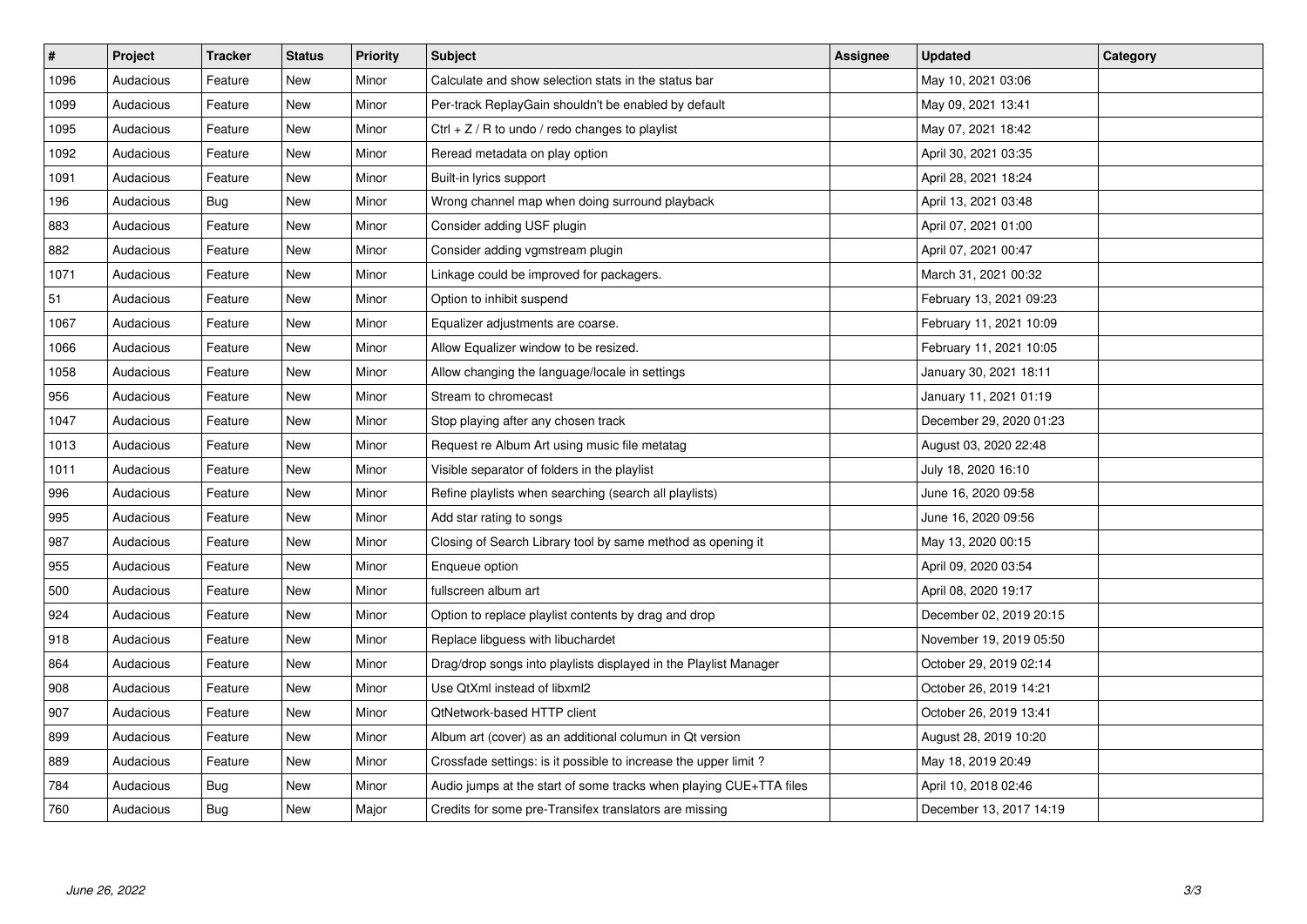| # | Project | Tracker | Status | Priority | Subject | Assignee | Updated | Category |
|---|---|---|---|---|---|---|---|---|
| 1096 | Audacious | Feature | New | Minor | Calculate and show selection stats in the status bar | | May 10, 2021 03:06 | |
| 1099 | Audacious | Feature | New | Minor | Per-track ReplayGain shouldn't be enabled by default | | May 09, 2021 13:41 | |
| 1095 | Audacious | Feature | New | Minor | Ctrl + Z / R to undo / redo changes to playlist | | May 07, 2021 18:42 | |
| 1092 | Audacious | Feature | New | Minor | Reread metadata on play option | | April 30, 2021 03:35 | |
| 1091 | Audacious | Feature | New | Minor | Built-in lyrics support | | April 28, 2021 18:24 | |
| 196 | Audacious | Bug | New | Minor | Wrong channel map when doing surround playback | | April 13, 2021 03:48 | |
| 883 | Audacious | Feature | New | Minor | Consider adding USF plugin | | April 07, 2021 01:00 | |
| 882 | Audacious | Feature | New | Minor | Consider adding vgmstream plugin | | April 07, 2021 00:47 | |
| 1071 | Audacious | Feature | New | Minor | Linkage could be improved for packagers. | | March 31, 2021 00:32 | |
| 51 | Audacious | Feature | New | Minor | Option to inhibit suspend | | February 13, 2021 09:23 | |
| 1067 | Audacious | Feature | New | Minor | Equalizer adjustments are coarse. | | February 11, 2021 10:09 | |
| 1066 | Audacious | Feature | New | Minor | Allow Equalizer window to be resized. | | February 11, 2021 10:05 | |
| 1058 | Audacious | Feature | New | Minor | Allow changing the language/locale in settings | | January 30, 2021 18:11 | |
| 956 | Audacious | Feature | New | Minor | Stream to chromecast | | January 11, 2021 01:19 | |
| 1047 | Audacious | Feature | New | Minor | Stop playing after any chosen track | | December 29, 2020 01:23 | |
| 1013 | Audacious | Feature | New | Minor | Request re Album Art using music file metatag | | August 03, 2020 22:48 | |
| 1011 | Audacious | Feature | New | Minor | Visible separator of folders in the playlist | | July 18, 2020 16:10 | |
| 996 | Audacious | Feature | New | Minor | Refine playlists when searching (search all playlists) | | June 16, 2020 09:58 | |
| 995 | Audacious | Feature | New | Minor | Add star rating to songs | | June 16, 2020 09:56 | |
| 987 | Audacious | Feature | New | Minor | Closing of Search Library tool by same method as opening it | | May 13, 2020 00:15 | |
| 955 | Audacious | Feature | New | Minor | Enqueue option | | April 09, 2020 03:54 | |
| 500 | Audacious | Feature | New | Minor | fullscreen album art | | April 08, 2020 19:17 | |
| 924 | Audacious | Feature | New | Minor | Option to replace playlist contents by drag and drop | | December 02, 2019 20:15 | |
| 918 | Audacious | Feature | New | Minor | Replace libguess with libuchardet | | November 19, 2019 05:50 | |
| 864 | Audacious | Feature | New | Minor | Drag/drop songs into playlists displayed in the Playlist Manager | | October 29, 2019 02:14 | |
| 908 | Audacious | Feature | New | Minor | Use QtXml instead of libxml2 | | October 26, 2019 14:21 | |
| 907 | Audacious | Feature | New | Minor | QtNetwork-based HTTP client | | October 26, 2019 13:41 | |
| 899 | Audacious | Feature | New | Minor | Album art (cover) as an additional columun in Qt version | | August 28, 2019 10:20 | |
| 889 | Audacious | Feature | New | Minor | Crossfade settings: is it possible to increase the upper limit ? | | May 18, 2019 20:49 | |
| 784 | Audacious | Bug | New | Minor | Audio jumps at the start of some tracks when playing CUE+TTA files | | April 10, 2018 02:46 | |
| 760 | Audacious | Bug | New | Major | Credits for some pre-Transifex translators are missing | | December 13, 2017 14:19 | |

*June 26, 2022*